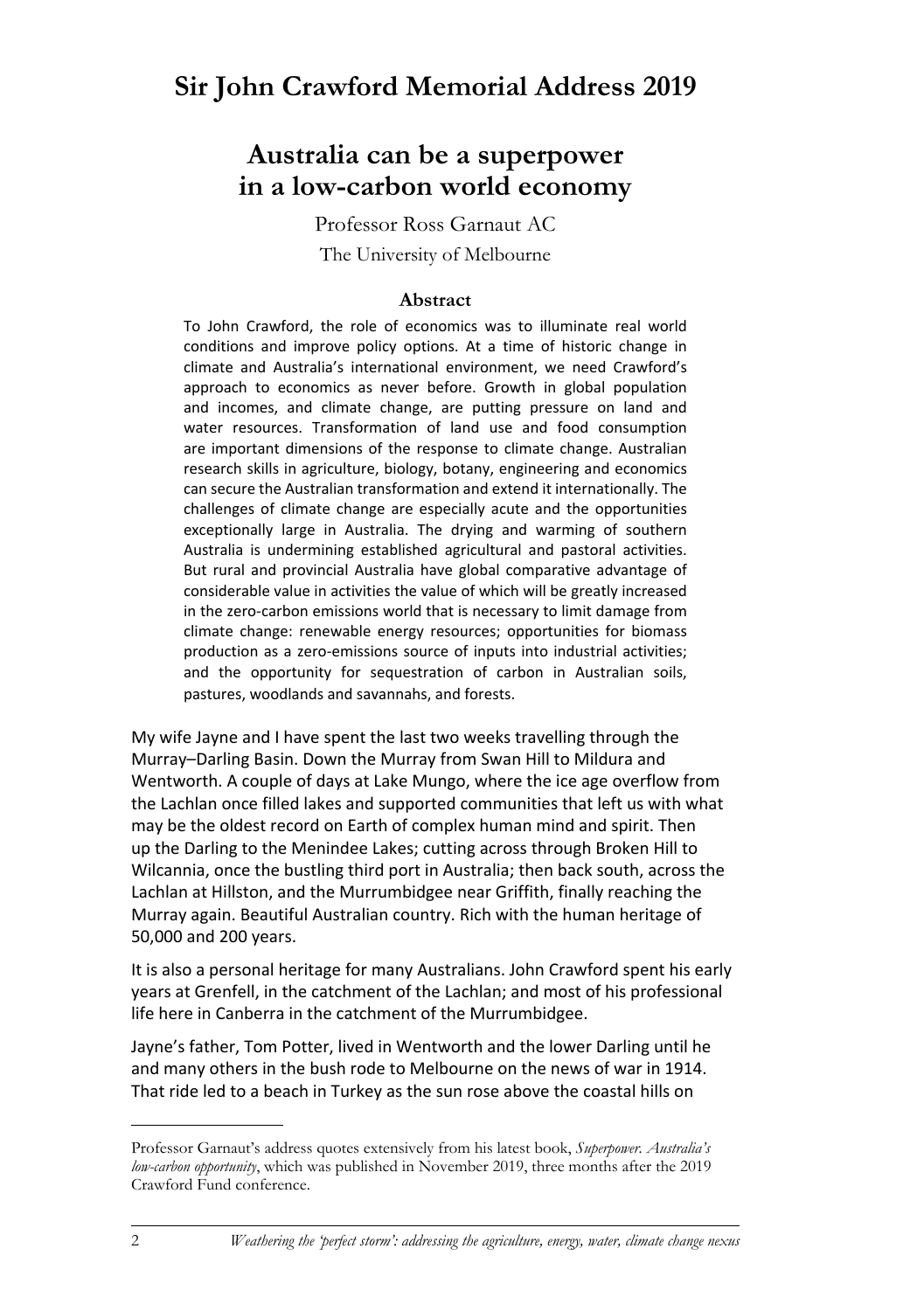# Sir John Crawford Memorial Address 2019

## Australia can be a superpower in a low-carbon world economy

Professor Ross Garnaut AC

The University of Melbourne

### Abstract

To John Crawford, the role of economics was to illuminate real world conditions and improve policy options. At a time of historic change in climate and Australia's international environment, we need Crawford's approach to economics as never before. Growth in global population and incomes, and climate change, are putting pressure on land and water resources. Transformation of land use and food consumption are important dimensions of the response to climate change. Australian research skills in agriculture, biology, botany, engineering and economics can secure the Australian transformation and extend it internationally. The challenges of climate change are especially acute and the opportunities exceptionally large in Australia. The drying and warming of southern Australia is undermining established agricultural and pastoral activities. But rural and provincial Australia have global comparative advantage of considerable value in activities the value of which will be greatly increased in the zero-carbon emissions world that is necessary to limit damage from climate change: renewable energy resources; opportunities for biomass production as a zero-emissions source of inputs into industrial activities; and the opportunity for sequestration of carbon in Australian soils, pastures, woodlands and savannahs, and forests.

My wife Jayne and I have spent the last two weeks travelling through the Murray–Darling Basin. Down the Murray from Swan Hill to Mildura and Wentworth. A couple of days at Lake Mungo, where the ice age overflow from the Lachlan once filled lakes and supported communities that left us with what may be the oldest record on Earth of complex human mind and spirit. Then up the Darling to the Menindee Lakes; cutting across through Broken Hill to Wilcannia, once the bustling third port in Australia; then back south, across the Lachlan at Hillston, and the Murrumbidgee near Griffith, finally reaching the Murray again. Beautiful Australian country. Rich with the human heritage of 50,000 and 200 years.

It is also a personal heritage for many Australians. John Crawford spent his early years at Grenfell, in the catchment of the Lachlan; and most of his professional life here in Canberra in the catchment of the Murrumbidgee.

Jayne's father, Tom Potter, lived in Wentworth and the lower Darling until he and many others in the bush rode to Melbourne on the news of war in 1914. That ride led to a beach in Turkey as the sun rose above the coastal hills on

---

Professor Garnaut's address quotes extensively from his latest book, *Superpower. Australia's low-carbon opportunity*, which was published in November 2019, three months after the 2019 Crawford Fund conference.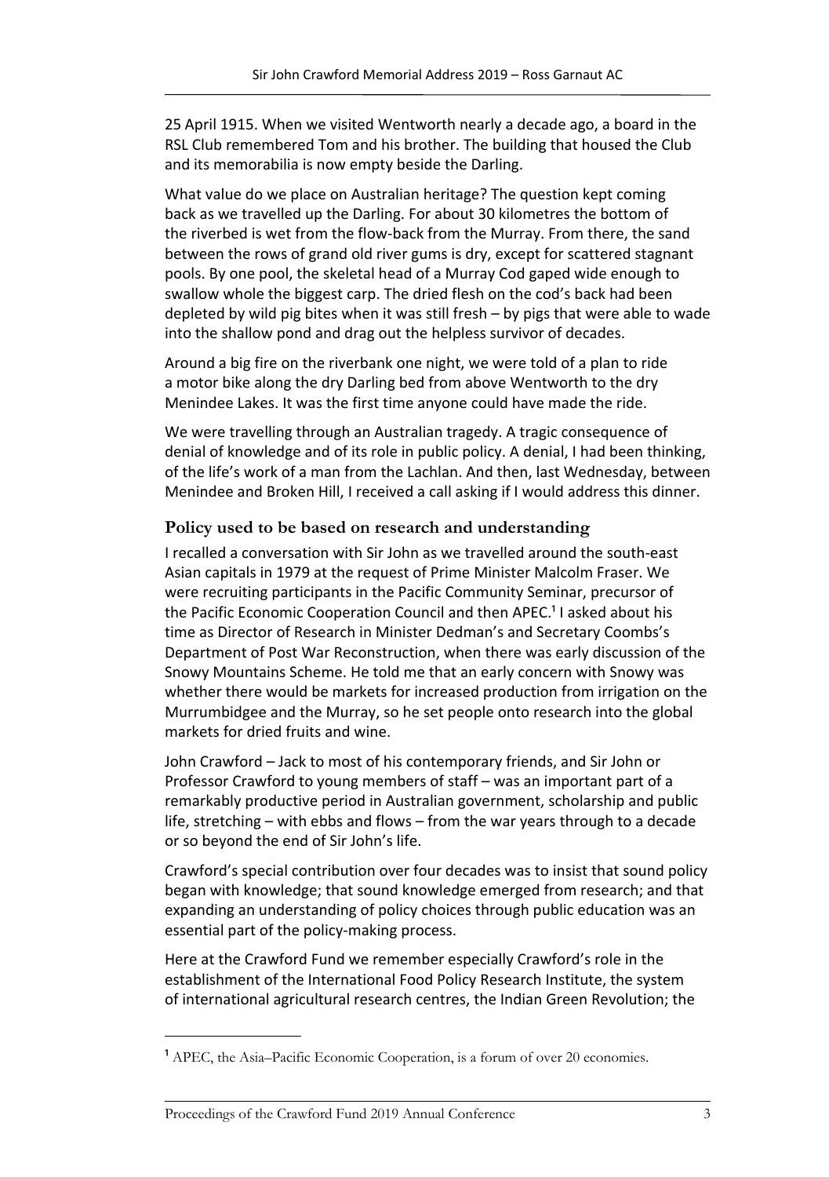25 April 1915. When we visited Wentworth nearly a decade ago, a board in the RSL Club remembered Tom and his brother. The building that housed the Club and its memorabilia is now empty beside the Darling.

What value do we place on Australian heritage? The question kept coming back as we travelled up the Darling. For about 30 kilometres the bottom of the riverbed is wet from the flow-back from the Murray. From there, the sand between the rows of grand old river gums is dry, except for scattered stagnant pools. By one pool, the skeletal head of a Murray Cod gaped wide enough to swallow whole the biggest carp. The dried flesh on the cod's back had been depleted by wild pig bites when it was still fresh – by pigs that were able to wade into the shallow pond and drag out the helpless survivor of decades.

Around a big fire on the riverbank one night, we were told of a plan to ride a motor bike along the dry Darling bed from above Wentworth to the dry Menindee Lakes. It was the first time anyone could have made the ride.

We were travelling through an Australian tragedy. A tragic consequence of denial of knowledge and of its role in public policy. A denial, I had been thinking, of the life's work of a man from the Lachlan. And then, last Wednesday, between Menindee and Broken Hill, I received a call asking if I would address this dinner.

## Policy used to be based on research and understanding

I recalled a conversation with Sir John as we travelled around the south-east Asian capitals in 1979 at the request of Prime Minister Malcolm Fraser. We were recruiting participants in the Pacific Community Seminar, precursor of the Pacific Economic Cooperation Council and then APEC.[1] I asked about his time as Director of Research in Minister Dedman's and Secretary Coombs's Department of Post War Reconstruction, when there was early discussion of the Snowy Mountains Scheme. He told me that an early concern with Snowy was whether there would be markets for increased production from irrigation on the Murrumbidgee and the Murray, so he set people onto research into the global markets for dried fruits and wine.

John Crawford – Jack to most of his contemporary friends, and Sir John or Professor Crawford to young members of staff – was an important part of a remarkably productive period in Australian government, scholarship and public life, stretching – with ebbs and flows – from the war years through to a decade or so beyond the end of Sir John's life.

Crawford's special contribution over four decades was to insist that sound policy began with knowledge; that sound knowledge emerged from research; and that expanding an understanding of policy choices through public education was an essential part of the policy-making process.

Here at the Crawford Fund we remember especially Crawford's role in the establishment of the International Food Policy Research Institute, the system of international agricultural research centres, the Indian Green Revolution; the

---

[1] APEC, the Asia–Pacific Economic Cooperation, is a forum of over 20 economies.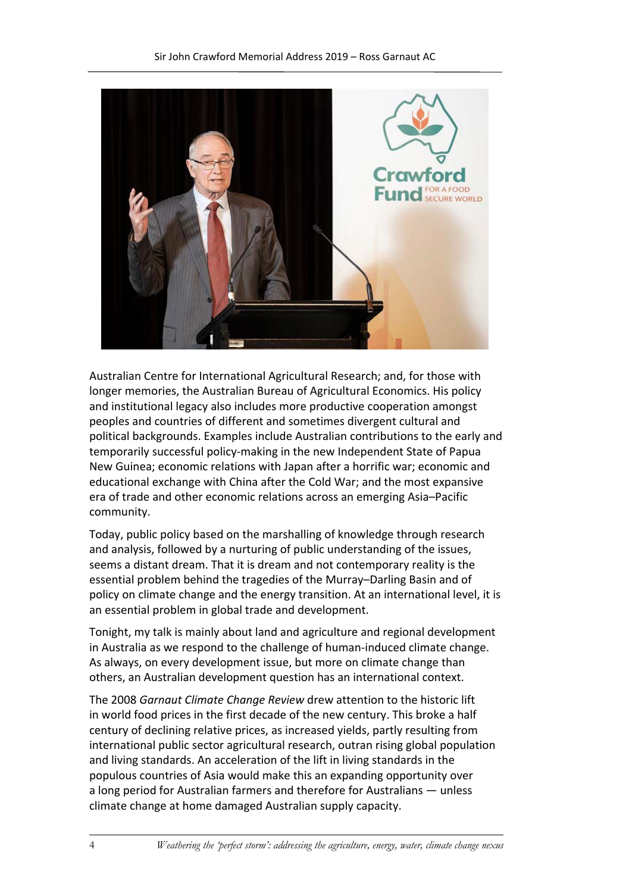Australian Centre for International Agricultural Research; and, for those with longer memories, the Australian Bureau of Agricultural Economics. His policy and institutional legacy also includes more productive cooperation amongst peoples and countries of different and sometimes divergent cultural and political backgrounds. Examples include Australian contributions to the early and temporarily successful policy-making in the new Independent State of Papua New Guinea; economic relations with Japan after a horrific war; economic and educational exchange with China after the Cold War; and the most expansive era of trade and other economic relations across an emerging Asia–Pacific community.

Today, public policy based on the marshalling of knowledge through research and analysis, followed by a nurturing of public understanding of the issues, seems a distant dream. That it is dream and not contemporary reality is the essential problem behind the tragedies of the Murray–Darling Basin and of policy on climate change and the energy transition. At an international level, it is an essential problem in global trade and development.

Tonight, my talk is mainly about land and agriculture and regional development in Australia as we respond to the challenge of human-induced climate change. As always, on every development issue, but more on climate change than others, an Australian development question has an international context.

The 2008 *Garnaut Climate Change Review* drew attention to the historic lift in world food prices in the first decade of the new century. This broke a half century of declining relative prices, as increased yields, partly resulting from international public sector agricultural research, outran rising global population and living standards. An acceleration of the lift in living standards in the populous countries of Asia would make this an expanding opportunity over a long period for Australian farmers and therefore for Australians — unless climate change at home damaged Australian supply capacity.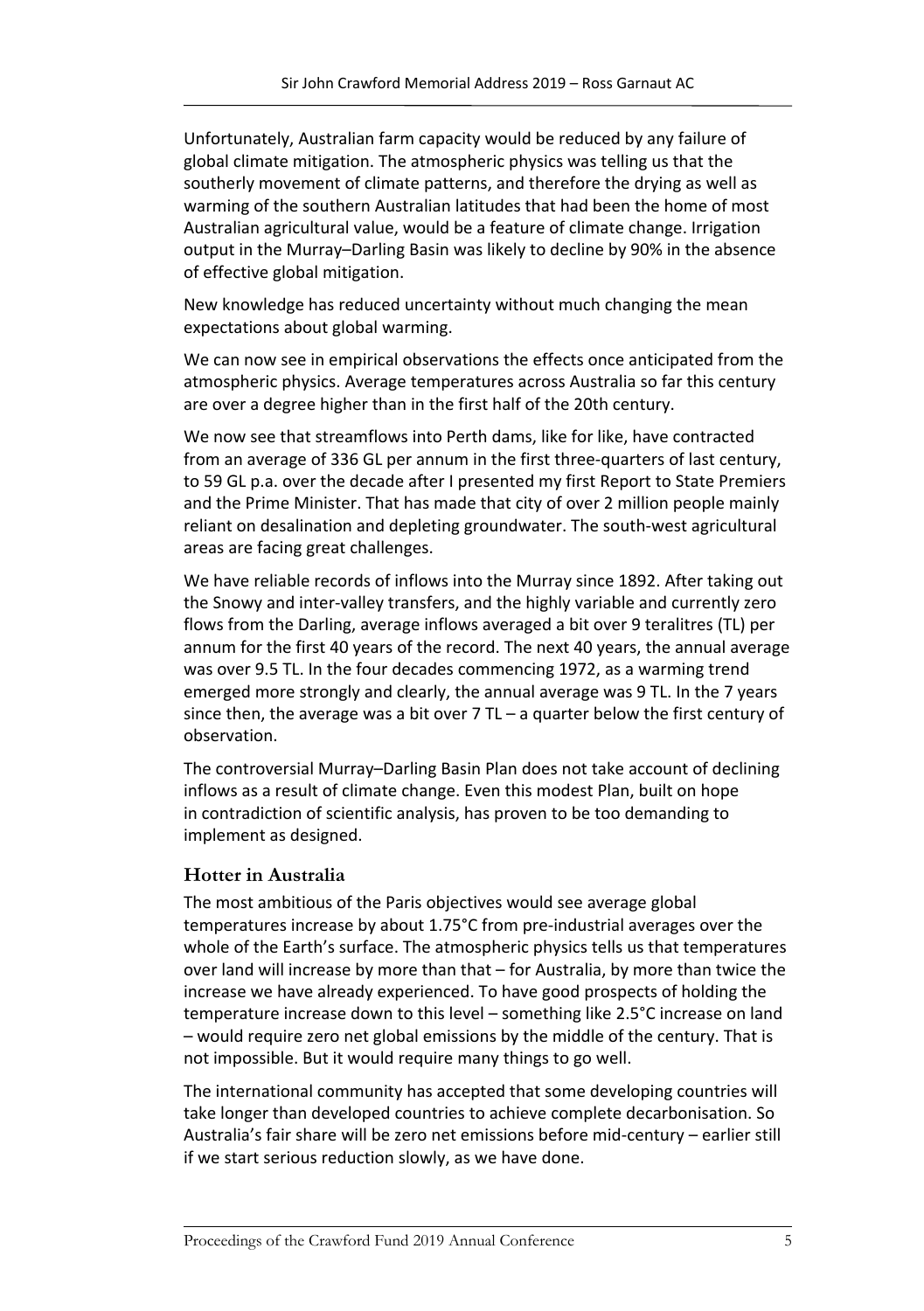Unfortunately, Australian farm capacity would be reduced by any failure of global climate mitigation. The atmospheric physics was telling us that the southerly movement of climate patterns, and therefore the drying as well as warming of the southern Australian latitudes that had been the home of most Australian agricultural value, would be a feature of climate change. Irrigation output in the Murray–Darling Basin was likely to decline by 90% in the absence of effective global mitigation.

New knowledge has reduced uncertainty without much changing the mean expectations about global warming.

We can now see in empirical observations the effects once anticipated from the atmospheric physics. Average temperatures across Australia so far this century are over a degree higher than in the first half of the 20th century.

We now see that streamflows into Perth dams, like for like, have contracted from an average of 336 GL per annum in the first three-quarters of last century, to 59 GL p.a. over the decade after I presented my first Report to State Premiers and the Prime Minister. That has made that city of over 2 million people mainly reliant on desalination and depleting groundwater. The south-west agricultural areas are facing great challenges.

We have reliable records of inflows into the Murray since 1892. After taking out the Snowy and inter-valley transfers, and the highly variable and currently zero flows from the Darling, average inflows averaged a bit over 9 teralitres (TL) per annum for the first 40 years of the record. The next 40 years, the annual average was over 9.5 TL. In the four decades commencing 1972, as a warming trend emerged more strongly and clearly, the annual average was 9 TL. In the 7 years since then, the average was a bit over 7 TL – a quarter below the first century of observation.

The controversial Murray–Darling Basin Plan does not take account of declining inflows as a result of climate change. Even this modest Plan, built on hope in contradiction of scientific analysis, has proven to be too demanding to implement as designed.

## Hotter in Australia

The most ambitious of the Paris objectives would see average global temperatures increase by about 1.75°C from pre-industrial averages over the whole of the Earth's surface. The atmospheric physics tells us that temperatures over land will increase by more than that – for Australia, by more than twice the increase we have already experienced. To have good prospects of holding the temperature increase down to this level – something like 2.5°C increase on land – would require zero net global emissions by the middle of the century. That is not impossible. But it would require many things to go well.

The international community has accepted that some developing countries will take longer than developed countries to achieve complete decarbonisation. So Australia's fair share will be zero net emissions before mid-century – earlier still if we start serious reduction slowly, as we have done.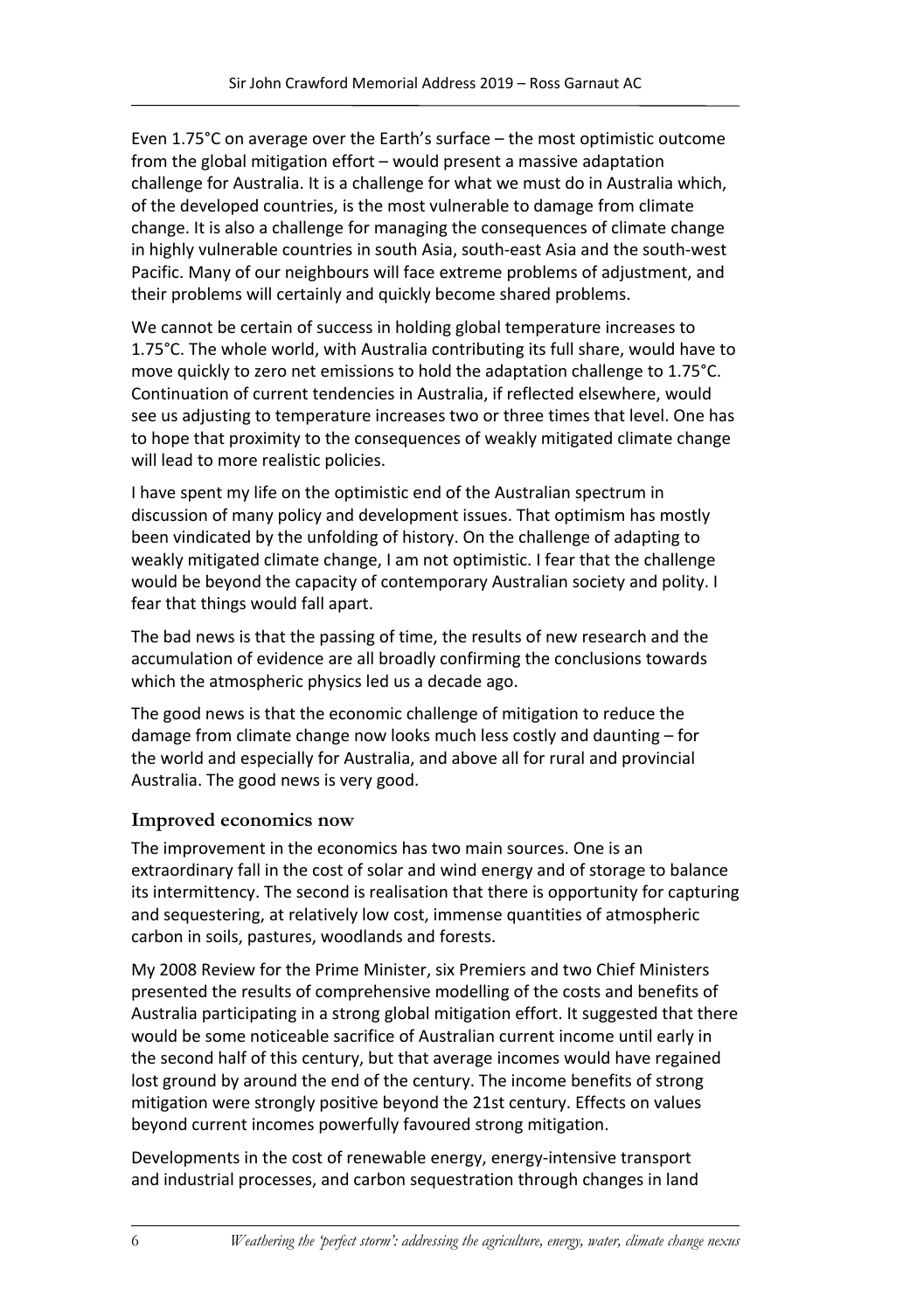Even 1.75°C on average over the Earth's surface – the most optimistic outcome from the global mitigation effort – would present a massive adaptation challenge for Australia. It is a challenge for what we must do in Australia which, of the developed countries, is the most vulnerable to damage from climate change. It is also a challenge for managing the consequences of climate change in highly vulnerable countries in south Asia, south-east Asia and the south-west Pacific. Many of our neighbours will face extreme problems of adjustment, and their problems will certainly and quickly become shared problems.

We cannot be certain of success in holding global temperature increases to 1.75°C. The whole world, with Australia contributing its full share, would have to move quickly to zero net emissions to hold the adaptation challenge to 1.75°C. Continuation of current tendencies in Australia, if reflected elsewhere, would see us adjusting to temperature increases two or three times that level. One has to hope that proximity to the consequences of weakly mitigated climate change will lead to more realistic policies.

I have spent my life on the optimistic end of the Australian spectrum in discussion of many policy and development issues. That optimism has mostly been vindicated by the unfolding of history. On the challenge of adapting to weakly mitigated climate change, I am not optimistic. I fear that the challenge would be beyond the capacity of contemporary Australian society and polity. I fear that things would fall apart.

The bad news is that the passing of time, the results of new research and the accumulation of evidence are all broadly confirming the conclusions towards which the atmospheric physics led us a decade ago.

The good news is that the economic challenge of mitigation to reduce the damage from climate change now looks much less costly and daunting – for the world and especially for Australia, and above all for rural and provincial Australia. The good news is very good.

## Improved economics now

The improvement in the economics has two main sources. One is an extraordinary fall in the cost of solar and wind energy and of storage to balance its intermittency. The second is realisation that there is opportunity for capturing and sequestering, at relatively low cost, immense quantities of atmospheric carbon in soils, pastures, woodlands and forests.

My 2008 Review for the Prime Minister, six Premiers and two Chief Ministers presented the results of comprehensive modelling of the costs and benefits of Australia participating in a strong global mitigation effort. It suggested that there would be some noticeable sacrifice of Australian current income until early in the second half of this century, but that average incomes would have regained lost ground by around the end of the century. The income benefits of strong mitigation were strongly positive beyond the 21st century. Effects on values beyond current incomes powerfully favoured strong mitigation.

Developments in the cost of renewable energy, energy-intensive transport and industrial processes, and carbon sequestration through changes in land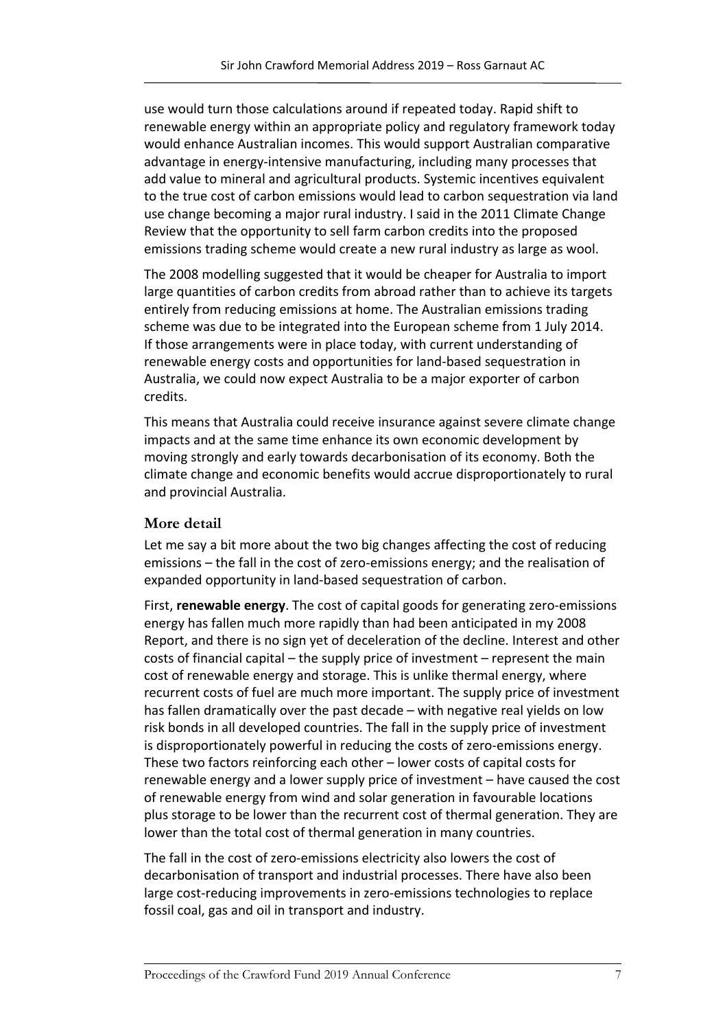use would turn those calculations around if repeated today. Rapid shift to renewable energy within an appropriate policy and regulatory framework today would enhance Australian incomes. This would support Australian comparative advantage in energy-intensive manufacturing, including many processes that add value to mineral and agricultural products. Systemic incentives equivalent to the true cost of carbon emissions would lead to carbon sequestration via land use change becoming a major rural industry. I said in the 2011 Climate Change Review that the opportunity to sell farm carbon credits into the proposed emissions trading scheme would create a new rural industry as large as wool.

The 2008 modelling suggested that it would be cheaper for Australia to import large quantities of carbon credits from abroad rather than to achieve its targets entirely from reducing emissions at home. The Australian emissions trading scheme was due to be integrated into the European scheme from 1 July 2014. If those arrangements were in place today, with current understanding of renewable energy costs and opportunities for land-based sequestration in Australia, we could now expect Australia to be a major exporter of carbon credits.

This means that Australia could receive insurance against severe climate change impacts and at the same time enhance its own economic development by moving strongly and early towards decarbonisation of its economy. Both the climate change and economic benefits would accrue disproportionately to rural and provincial Australia.

## More detail

Let me say a bit more about the two big changes affecting the cost of reducing emissions – the fall in the cost of zero-emissions energy; and the realisation of expanded opportunity in land-based sequestration of carbon.

First, **renewable energy**. The cost of capital goods for generating zero-emissions energy has fallen much more rapidly than had been anticipated in my 2008 Report, and there is no sign yet of deceleration of the decline. Interest and other costs of financial capital – the supply price of investment – represent the main cost of renewable energy and storage. This is unlike thermal energy, where recurrent costs of fuel are much more important. The supply price of investment has fallen dramatically over the past decade – with negative real yields on low risk bonds in all developed countries. The fall in the supply price of investment is disproportionately powerful in reducing the costs of zero-emissions energy. These two factors reinforcing each other – lower costs of capital costs for renewable energy and a lower supply price of investment – have caused the cost of renewable energy from wind and solar generation in favourable locations plus storage to be lower than the recurrent cost of thermal generation. They are lower than the total cost of thermal generation in many countries.

The fall in the cost of zero-emissions electricity also lowers the cost of decarbonisation of transport and industrial processes. There have also been large cost-reducing improvements in zero-emissions technologies to replace fossil coal, gas and oil in transport and industry.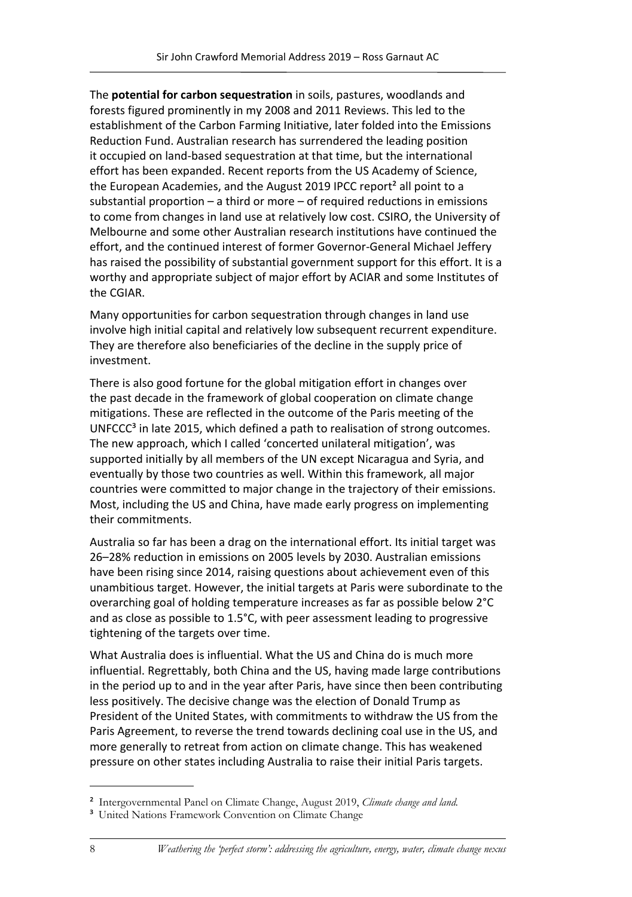The **potential for carbon sequestration** in soils, pastures, woodlands and forests figured prominently in my 2008 and 2011 Reviews. This led to the establishment of the Carbon Farming Initiative, later folded into the Emissions Reduction Fund. Australian research has surrendered the leading position it occupied on land-based sequestration at that time, but the international effort has been expanded. Recent reports from the US Academy of Science, the European Academies, and the August 2019 IPCC report[2] all point to a substantial proportion – a third or more – of required reductions in emissions to come from changes in land use at relatively low cost. CSIRO, the University of Melbourne and some other Australian research institutions have continued the effort, and the continued interest of former Governor-General Michael Jeffery has raised the possibility of substantial government support for this effort. It is a worthy and appropriate subject of major effort by ACIAR and some Institutes of the CGIAR.

Many opportunities for carbon sequestration through changes in land use involve high initial capital and relatively low subsequent recurrent expenditure. They are therefore also beneficiaries of the decline in the supply price of investment.

There is also good fortune for the global mitigation effort in changes over the past decade in the framework of global cooperation on climate change mitigations. These are reflected in the outcome of the Paris meeting of the UNFCCC[3] in late 2015, which defined a path to realisation of strong outcomes. The new approach, which I called 'concerted unilateral mitigation', was supported initially by all members of the UN except Nicaragua and Syria, and eventually by those two countries as well. Within this framework, all major countries were committed to major change in the trajectory of their emissions. Most, including the US and China, have made early progress on implementing their commitments.

Australia so far has been a drag on the international effort. Its initial target was 26–28% reduction in emissions on 2005 levels by 2030. Australian emissions have been rising since 2014, raising questions about achievement even of this unambitious target. However, the initial targets at Paris were subordinate to the overarching goal of holding temperature increases as far as possible below 2°C and as close as possible to 1.5°C, with peer assessment leading to progressive tightening of the targets over time.

What Australia does is influential. What the US and China do is much more influential. Regrettably, both China and the US, having made large contributions in the period up to and in the year after Paris, have since then been contributing less positively. The decisive change was the election of Donald Trump as President of the United States, with commitments to withdraw the US from the Paris Agreement, to reverse the trend towards declining coal use in the US, and more generally to retreat from action on climate change. This has weakened pressure on other states including Australia to raise their initial Paris targets.

---

[2] Intergovernmental Panel on Climate Change, August 2019, *Climate change and land.*

[3] United Nations Framework Convention on Climate Change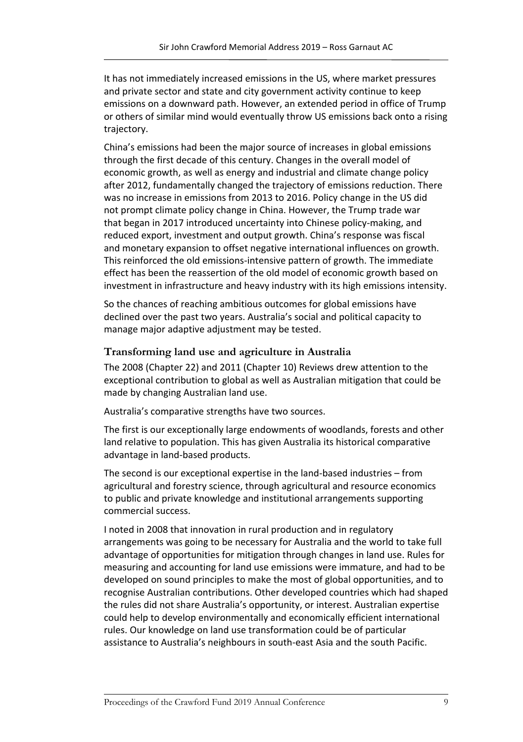It has not immediately increased emissions in the US, where market pressures and private sector and state and city government activity continue to keep emissions on a downward path. However, an extended period in office of Trump or others of similar mind would eventually throw US emissions back onto a rising trajectory.

China's emissions had been the major source of increases in global emissions through the first decade of this century. Changes in the overall model of economic growth, as well as energy and industrial and climate change policy after 2012, fundamentally changed the trajectory of emissions reduction. There was no increase in emissions from 2013 to 2016. Policy change in the US did not prompt climate policy change in China. However, the Trump trade war that began in 2017 introduced uncertainty into Chinese policy-making, and reduced export, investment and output growth. China's response was fiscal and monetary expansion to offset negative international influences on growth. This reinforced the old emissions-intensive pattern of growth. The immediate effect has been the reassertion of the old model of economic growth based on investment in infrastructure and heavy industry with its high emissions intensity.

So the chances of reaching ambitious outcomes for global emissions have declined over the past two years. Australia's social and political capacity to manage major adaptive adjustment may be tested.

## Transforming land use and agriculture in Australia

The 2008 (Chapter 22) and 2011 (Chapter 10) Reviews drew attention to the exceptional contribution to global as well as Australian mitigation that could be made by changing Australian land use.

Australia's comparative strengths have two sources.

The first is our exceptionally large endowments of woodlands, forests and other land relative to population. This has given Australia its historical comparative advantage in land-based products.

The second is our exceptional expertise in the land-based industries – from agricultural and forestry science, through agricultural and resource economics to public and private knowledge and institutional arrangements supporting commercial success.

I noted in 2008 that innovation in rural production and in regulatory arrangements was going to be necessary for Australia and the world to take full advantage of opportunities for mitigation through changes in land use. Rules for measuring and accounting for land use emissions were immature, and had to be developed on sound principles to make the most of global opportunities, and to recognise Australian contributions. Other developed countries which had shaped the rules did not share Australia's opportunity, or interest. Australian expertise could help to develop environmentally and economically efficient international rules. Our knowledge on land use transformation could be of particular assistance to Australia's neighbours in south-east Asia and the south Pacific.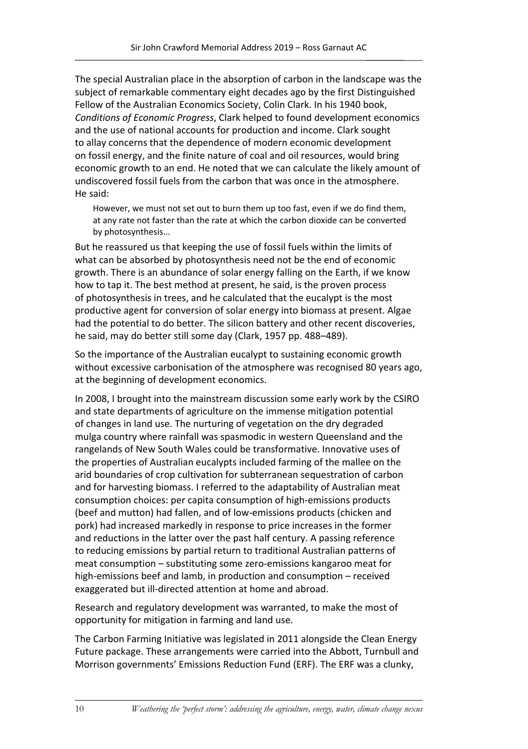The special Australian place in the absorption of carbon in the landscape was the subject of remarkable commentary eight decades ago by the first Distinguished Fellow of the Australian Economics Society, Colin Clark. In his 1940 book, *Conditions of Economic Progress*, Clark helped to found development economics and the use of national accounts for production and income. Clark sought to allay concerns that the dependence of modern economic development on fossil energy, and the finite nature of coal and oil resources, would bring economic growth to an end. He noted that we can calculate the likely amount of undiscovered fossil fuels from the carbon that was once in the atmosphere. He said:

> However, we must not set out to burn them up too fast, even if we do find them, at any rate not faster than the rate at which the carbon dioxide can be converted by photosynthesis...

But he reassured us that keeping the use of fossil fuels within the limits of what can be absorbed by photosynthesis need not be the end of economic growth. There is an abundance of solar energy falling on the Earth, if we know how to tap it. The best method at present, he said, is the proven process of photosynthesis in trees, and he calculated that the eucalypt is the most productive agent for conversion of solar energy into biomass at present. Algae had the potential to do better. The silicon battery and other recent discoveries, he said, may do better still some day (Clark, 1957 pp. 488–489).

So the importance of the Australian eucalypt to sustaining economic growth without excessive carbonisation of the atmosphere was recognised 80 years ago, at the beginning of development economics.

In 2008, I brought into the mainstream discussion some early work by the CSIRO and state departments of agriculture on the immense mitigation potential of changes in land use. The nurturing of vegetation on the dry degraded mulga country where rainfall was spasmodic in western Queensland and the rangelands of New South Wales could be transformative. Innovative uses of the properties of Australian eucalypts included farming of the mallee on the arid boundaries of crop cultivation for subterranean sequestration of carbon and for harvesting biomass. I referred to the adaptability of Australian meat consumption choices: per capita consumption of high-emissions products (beef and mutton) had fallen, and of low-emissions products (chicken and pork) had increased markedly in response to price increases in the former and reductions in the latter over the past half century. A passing reference to reducing emissions by partial return to traditional Australian patterns of meat consumption – substituting some zero-emissions kangaroo meat for high-emissions beef and lamb, in production and consumption – received exaggerated but ill-directed attention at home and abroad.

Research and regulatory development was warranted, to make the most of opportunity for mitigation in farming and land use.

The Carbon Farming Initiative was legislated in 2011 alongside the Clean Energy Future package. These arrangements were carried into the Abbott, Turnbull and Morrison governments' Emissions Reduction Fund (ERF). The ERF was a clunky,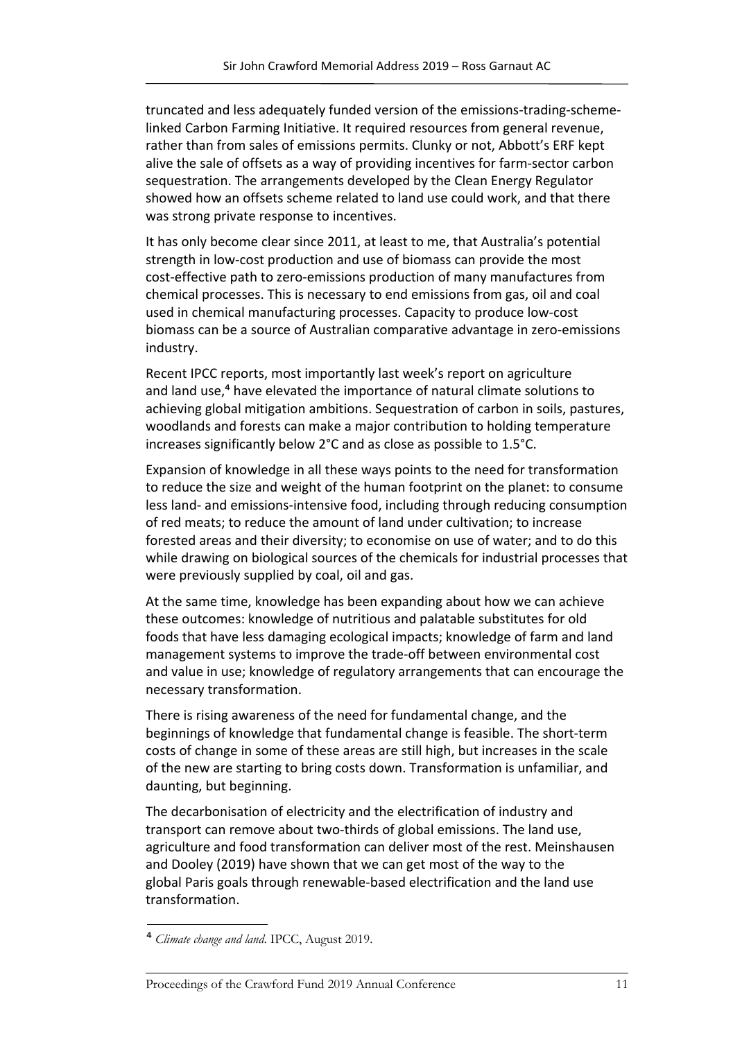truncated and less adequately funded version of the emissions-trading-scheme-linked Carbon Farming Initiative. It required resources from general revenue, rather than from sales of emissions permits. Clunky or not, Abbott's ERF kept alive the sale of offsets as a way of providing incentives for farm-sector carbon sequestration. The arrangements developed by the Clean Energy Regulator showed how an offsets scheme related to land use could work, and that there was strong private response to incentives.

It has only become clear since 2011, at least to me, that Australia's potential strength in low-cost production and use of biomass can provide the most cost-effective path to zero-emissions production of many manufactures from chemical processes. This is necessary to end emissions from gas, oil and coal used in chemical manufacturing processes. Capacity to produce low-cost biomass can be a source of Australian comparative advantage in zero-emissions industry.

Recent IPCC reports, most importantly last week's report on agriculture and land use,[4] have elevated the importance of natural climate solutions to achieving global mitigation ambitions. Sequestration of carbon in soils, pastures, woodlands and forests can make a major contribution to holding temperature increases significantly below 2°C and as close as possible to 1.5°C.

Expansion of knowledge in all these ways points to the need for transformation to reduce the size and weight of the human footprint on the planet: to consume less land- and emissions-intensive food, including through reducing consumption of red meats; to reduce the amount of land under cultivation; to increase forested areas and their diversity; to economise on use of water; and to do this while drawing on biological sources of the chemicals for industrial processes that were previously supplied by coal, oil and gas.

At the same time, knowledge has been expanding about how we can achieve these outcomes: knowledge of nutritious and palatable substitutes for old foods that have less damaging ecological impacts; knowledge of farm and land management systems to improve the trade-off between environmental cost and value in use; knowledge of regulatory arrangements that can encourage the necessary transformation.

There is rising awareness of the need for fundamental change, and the beginnings of knowledge that fundamental change is feasible. The short-term costs of change in some of these areas are still high, but increases in the scale of the new are starting to bring costs down. Transformation is unfamiliar, and daunting, but beginning.

The decarbonisation of electricity and the electrification of industry and transport can remove about two-thirds of global emissions. The land use, agriculture and food transformation can deliver most of the rest. Meinshausen and Dooley (2019) have shown that we can get most of the way to the global Paris goals through renewable-based electrification and the land use transformation.

[4] *Climate change and land*. IPCC, August 2019.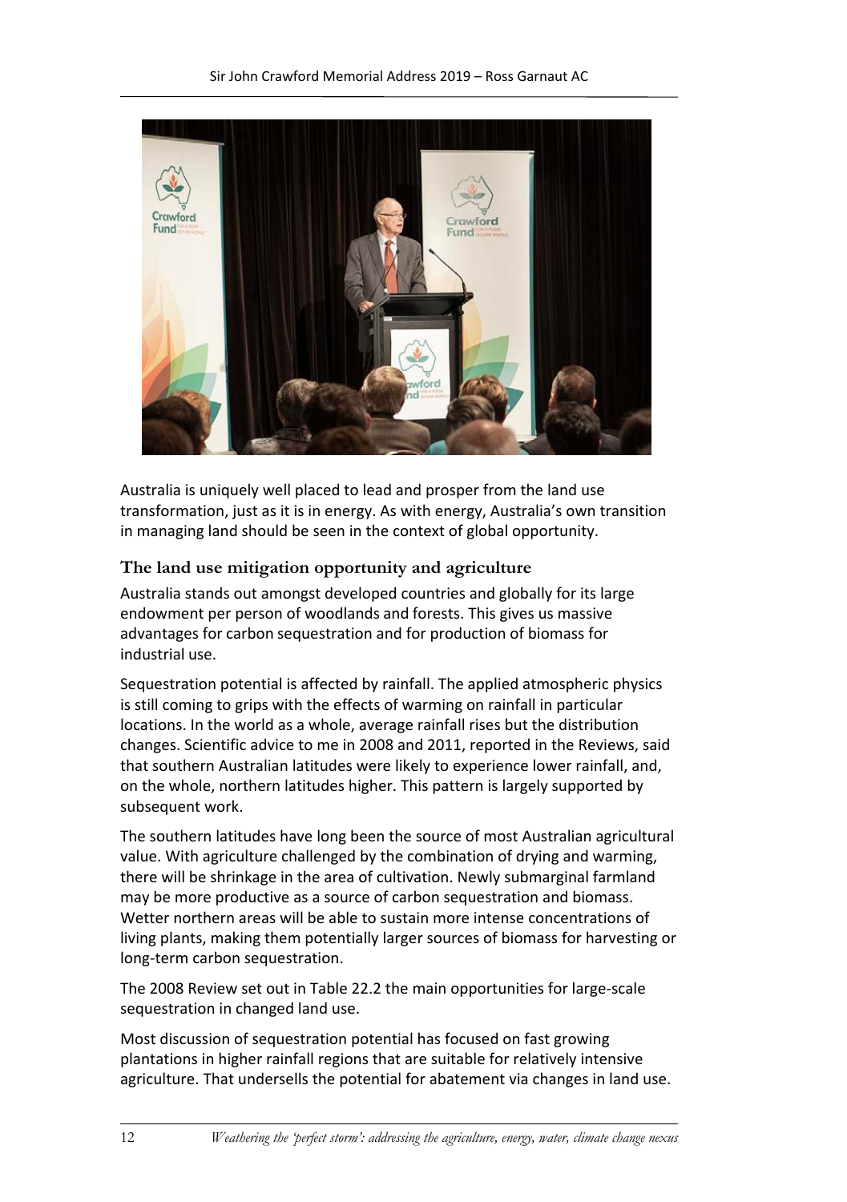Australia is uniquely well placed to lead and prosper from the land use transformation, just as it is in energy. As with energy, Australia's own transition in managing land should be seen in the context of global opportunity.

## The land use mitigation opportunity and agriculture

Australia stands out amongst developed countries and globally for its large endowment per person of woodlands and forests. This gives us massive advantages for carbon sequestration and for production of biomass for industrial use.

Sequestration potential is affected by rainfall. The applied atmospheric physics is still coming to grips with the effects of warming on rainfall in particular locations. In the world as a whole, average rainfall rises but the distribution changes. Scientific advice to me in 2008 and 2011, reported in the Reviews, said that southern Australian latitudes were likely to experience lower rainfall, and, on the whole, northern latitudes higher. This pattern is largely supported by subsequent work.

The southern latitudes have long been the source of most Australian agricultural value. With agriculture challenged by the combination of drying and warming, there will be shrinkage in the area of cultivation. Newly submarginal farmland may be more productive as a source of carbon sequestration and biomass. Wetter northern areas will be able to sustain more intense concentrations of living plants, making them potentially larger sources of biomass for harvesting or long-term carbon sequestration.

The 2008 Review set out in Table 22.2 the main opportunities for large-scale sequestration in changed land use.

Most discussion of sequestration potential has focused on fast growing plantations in higher rainfall regions that are suitable for relatively intensive agriculture. That undersells the potential for abatement via changes in land use.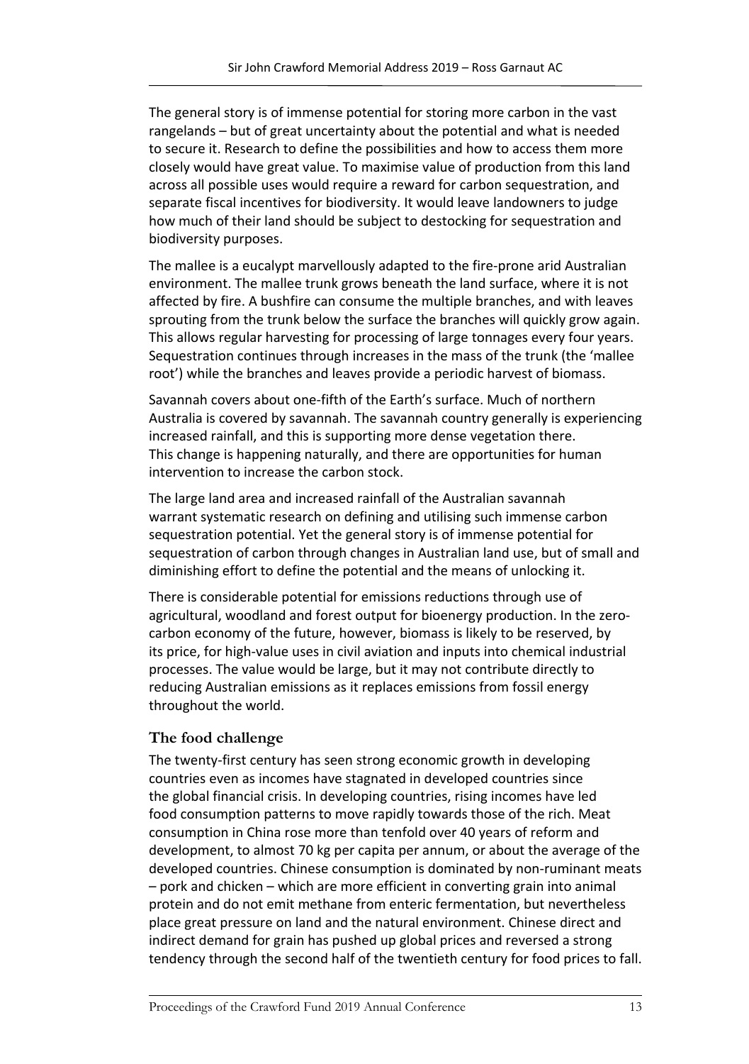The general story is of immense potential for storing more carbon in the vast rangelands – but of great uncertainty about the potential and what is needed to secure it. Research to define the possibilities and how to access them more closely would have great value. To maximise value of production from this land across all possible uses would require a reward for carbon sequestration, and separate fiscal incentives for biodiversity. It would leave landowners to judge how much of their land should be subject to destocking for sequestration and biodiversity purposes.

The mallee is a eucalypt marvellously adapted to the fire-prone arid Australian environment. The mallee trunk grows beneath the land surface, where it is not affected by fire. A bushfire can consume the multiple branches, and with leaves sprouting from the trunk below the surface the branches will quickly grow again. This allows regular harvesting for processing of large tonnages every four years. Sequestration continues through increases in the mass of the trunk (the 'mallee root') while the branches and leaves provide a periodic harvest of biomass.

Savannah covers about one-fifth of the Earth's surface. Much of northern Australia is covered by savannah. The savannah country generally is experiencing increased rainfall, and this is supporting more dense vegetation there. This change is happening naturally, and there are opportunities for human intervention to increase the carbon stock.

The large land area and increased rainfall of the Australian savannah warrant systematic research on defining and utilising such immense carbon sequestration potential. Yet the general story is of immense potential for sequestration of carbon through changes in Australian land use, but of small and diminishing effort to define the potential and the means of unlocking it.

There is considerable potential for emissions reductions through use of agricultural, woodland and forest output for bioenergy production. In the zero-carbon economy of the future, however, biomass is likely to be reserved, by its price, for high-value uses in civil aviation and inputs into chemical industrial processes. The value would be large, but it may not contribute directly to reducing Australian emissions as it replaces emissions from fossil energy throughout the world.

## The food challenge

The twenty-first century has seen strong economic growth in developing countries even as incomes have stagnated in developed countries since the global financial crisis. In developing countries, rising incomes have led food consumption patterns to move rapidly towards those of the rich. Meat consumption in China rose more than tenfold over 40 years of reform and development, to almost 70 kg per capita per annum, or about the average of the developed countries. Chinese consumption is dominated by non-ruminant meats – pork and chicken – which are more efficient in converting grain into animal protein and do not emit methane from enteric fermentation, but nevertheless place great pressure on land and the natural environment. Chinese direct and indirect demand for grain has pushed up global prices and reversed a strong tendency through the second half of the twentieth century for food prices to fall.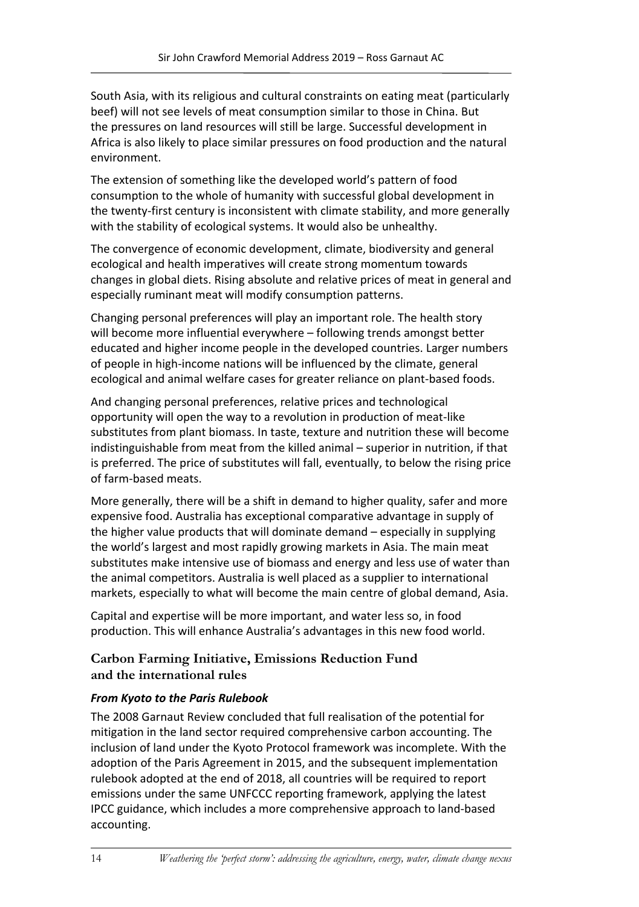South Asia, with its religious and cultural constraints on eating meat (particularly beef) will not see levels of meat consumption similar to those in China. But the pressures on land resources will still be large. Successful development in Africa is also likely to place similar pressures on food production and the natural environment.

The extension of something like the developed world's pattern of food consumption to the whole of humanity with successful global development in the twenty-first century is inconsistent with climate stability, and more generally with the stability of ecological systems. It would also be unhealthy.

The convergence of economic development, climate, biodiversity and general ecological and health imperatives will create strong momentum towards changes in global diets. Rising absolute and relative prices of meat in general and especially ruminant meat will modify consumption patterns.

Changing personal preferences will play an important role. The health story will become more influential everywhere – following trends amongst better educated and higher income people in the developed countries. Larger numbers of people in high-income nations will be influenced by the climate, general ecological and animal welfare cases for greater reliance on plant-based foods.

And changing personal preferences, relative prices and technological opportunity will open the way to a revolution in production of meat-like substitutes from plant biomass. In taste, texture and nutrition these will become indistinguishable from meat from the killed animal – superior in nutrition, if that is preferred. The price of substitutes will fall, eventually, to below the rising price of farm-based meats.

More generally, there will be a shift in demand to higher quality, safer and more expensive food. Australia has exceptional comparative advantage in supply of the higher value products that will dominate demand – especially in supplying the world's largest and most rapidly growing markets in Asia. The main meat substitutes make intensive use of biomass and energy and less use of water than the animal competitors. Australia is well placed as a supplier to international markets, especially to what will become the main centre of global demand, Asia.

Capital and expertise will be more important, and water less so, in food production. This will enhance Australia's advantages in this new food world.

## Carbon Farming Initiative, Emissions Reduction Fund and the international rules

### *From Kyoto to the Paris Rulebook*

The 2008 Garnaut Review concluded that full realisation of the potential for mitigation in the land sector required comprehensive carbon accounting. The inclusion of land under the Kyoto Protocol framework was incomplete. With the adoption of the Paris Agreement in 2015, and the subsequent implementation rulebook adopted at the end of 2018, all countries will be required to report emissions under the same UNFCCC reporting framework, applying the latest IPCC guidance, which includes a more comprehensive approach to land-based accounting.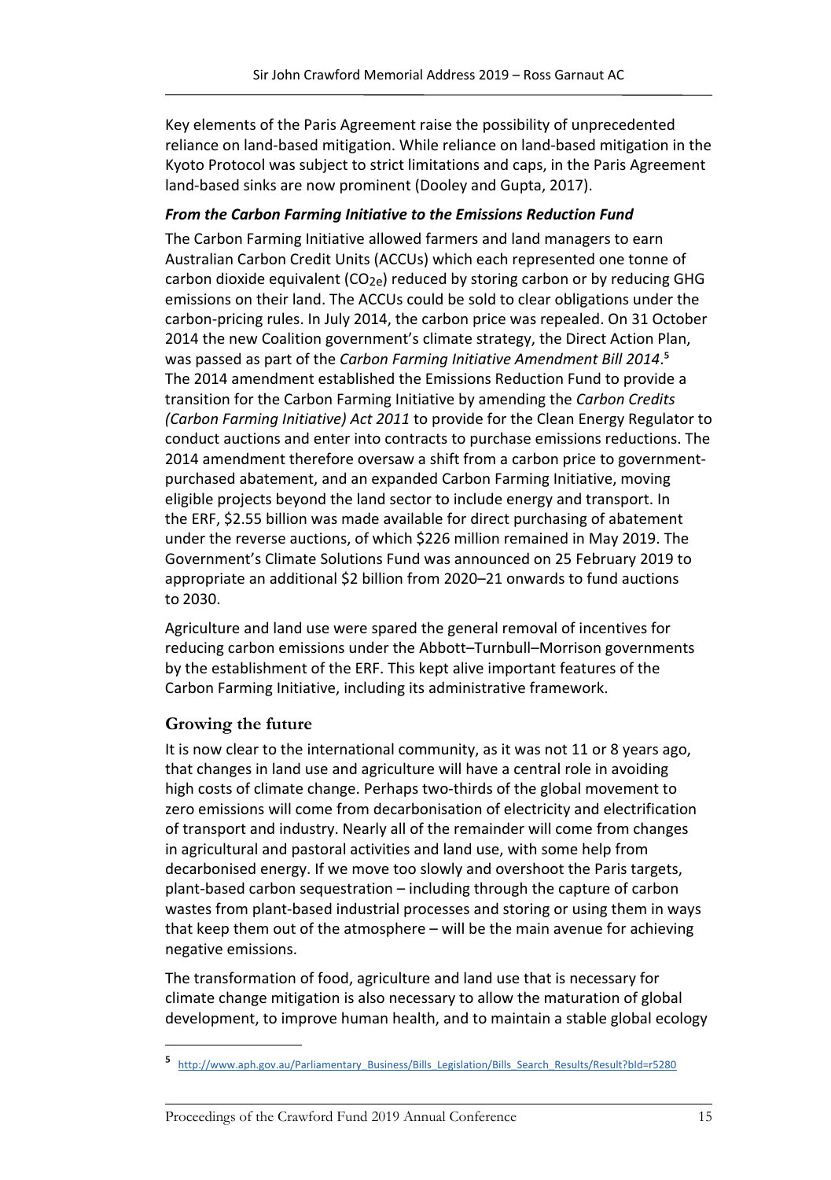Key elements of the Paris Agreement raise the possibility of unprecedented reliance on land-based mitigation. While reliance on land-based mitigation in the Kyoto Protocol was subject to strict limitations and caps, in the Paris Agreement land-based sinks are now prominent (Dooley and Gupta, 2017).

### *From the Carbon Farming Initiative to the Emissions Reduction Fund*

The Carbon Farming Initiative allowed farmers and land managers to earn Australian Carbon Credit Units (ACCUs) which each represented one tonne of carbon dioxide equivalent ($CO_{2e}$) reduced by storing carbon or by reducing GHG emissions on their land. The ACCUs could be sold to clear obligations under the carbon-pricing rules. In July 2014, the carbon price was repealed. On 31 October 2014 the new Coalition government's climate strategy, the Direct Action Plan, was passed as part of the *Carbon Farming Initiative Amendment Bill 2014*.[5] The 2014 amendment established the Emissions Reduction Fund to provide a transition for the Carbon Farming Initiative by amending the *Carbon Credits (Carbon Farming Initiative) Act 2011* to provide for the Clean Energy Regulator to conduct auctions and enter into contracts to purchase emissions reductions. The 2014 amendment therefore oversaw a shift from a carbon price to government-purchased abatement, and an expanded Carbon Farming Initiative, moving eligible projects beyond the land sector to include energy and transport. In the ERF, \$2.55 billion was made available for direct purchasing of abatement under the reverse auctions, of which \$226 million remained in May 2019. The Government's Climate Solutions Fund was announced on 25 February 2019 to appropriate an additional \$2 billion from 2020–21 onwards to fund auctions to 2030.

Agriculture and land use were spared the general removal of incentives for reducing carbon emissions under the Abbott–Turnbull–Morrison governments by the establishment of the ERF. This kept alive important features of the Carbon Farming Initiative, including its administrative framework.

## Growing the future

It is now clear to the international community, as it was not 11 or 8 years ago, that changes in land use and agriculture will have a central role in avoiding high costs of climate change. Perhaps two-thirds of the global movement to zero emissions will come from decarbonisation of electricity and electrification of transport and industry. Nearly all of the remainder will come from changes in agricultural and pastoral activities and land use, with some help from decarbonised energy. If we move too slowly and overshoot the Paris targets, plant-based carbon sequestration – including through the capture of carbon wastes from plant-based industrial processes and storing or using them in ways that keep them out of the atmosphere – will be the main avenue for achieving negative emissions.

The transformation of food, agriculture and land use that is necessary for climate change mitigation is also necessary to allow the maturation of global development, to improve human health, and to maintain a stable global ecology

[5] http://www.aph.gov.au/Parliamentary_Business/Bills_Legislation/Bills_Search_Results/Result?bId=r5280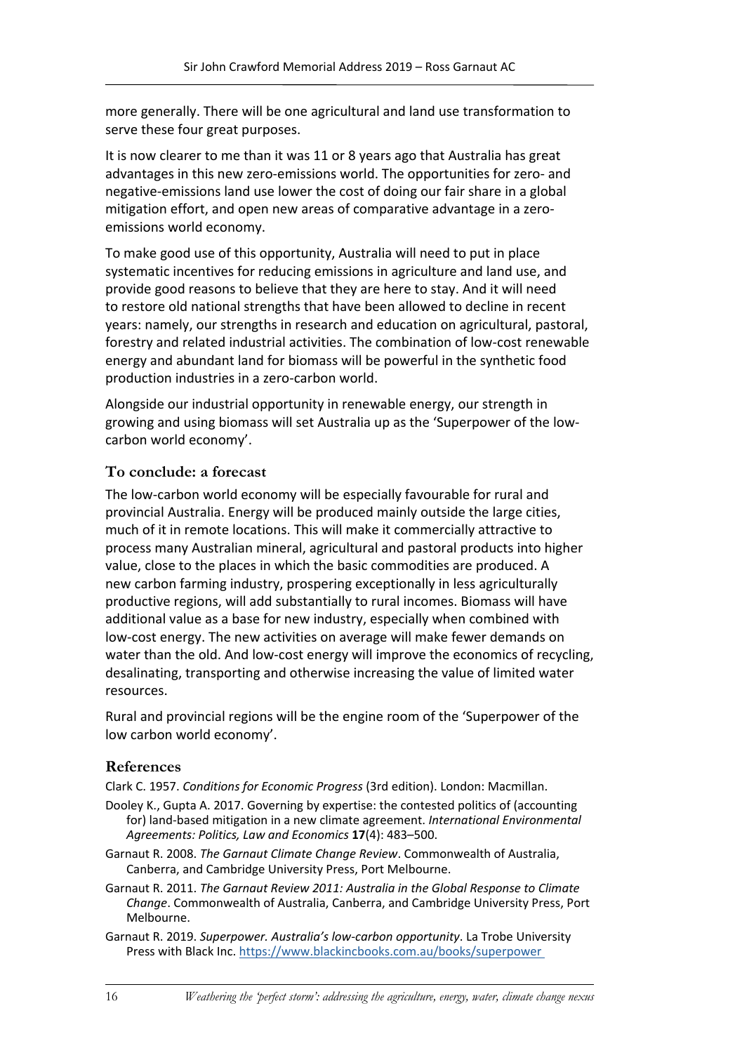more generally. There will be one agricultural and land use transformation to serve these four great purposes.

It is now clearer to me than it was 11 or 8 years ago that Australia has great advantages in this new zero-emissions world. The opportunities for zero- and negative-emissions land use lower the cost of doing our fair share in a global mitigation effort, and open new areas of comparative advantage in a zero-emissions world economy.

To make good use of this opportunity, Australia will need to put in place systematic incentives for reducing emissions in agriculture and land use, and provide good reasons to believe that they are here to stay. And it will need to restore old national strengths that have been allowed to decline in recent years: namely, our strengths in research and education on agricultural, pastoral, forestry and related industrial activities. The combination of low-cost renewable energy and abundant land for biomass will be powerful in the synthetic food production industries in a zero-carbon world.

Alongside our industrial opportunity in renewable energy, our strength in growing and using biomass will set Australia up as the 'Superpower of the low-carbon world economy'.

## To conclude: a forecast

The low-carbon world economy will be especially favourable for rural and provincial Australia. Energy will be produced mainly outside the large cities, much of it in remote locations. This will make it commercially attractive to process many Australian mineral, agricultural and pastoral products into higher value, close to the places in which the basic commodities are produced. A new carbon farming industry, prospering exceptionally in less agriculturally productive regions, will add substantially to rural incomes. Biomass will have additional value as a base for new industry, especially when combined with low-cost energy. The new activities on average will make fewer demands on water than the old. And low-cost energy will improve the economics of recycling, desalinating, transporting and otherwise increasing the value of limited water resources.

Rural and provincial regions will be the engine room of the 'Superpower of the low carbon world economy'.

## References

Clark C. 1957. *Conditions for Economic Progress* (3rd edition). London: Macmillan.

Dooley K., Gupta A. 2017. Governing by expertise: the contested politics of (accounting for) land-based mitigation in a new climate agreement. *International Environmental Agreements: Politics, Law and Economics* **17**(4): 483–500.

Garnaut R. 2008. *The Garnaut Climate Change Review*. Commonwealth of Australia, Canberra, and Cambridge University Press, Port Melbourne.

Garnaut R. 2011. *The Garnaut Review 2011: Australia in the Global Response to Climate Change*. Commonwealth of Australia, Canberra, and Cambridge University Press, Port Melbourne.

Garnaut R. 2019. *Superpower. Australia's low-carbon opportunity*. La Trobe University Press with Black Inc. https://www.blackincbooks.com.au/books/superpower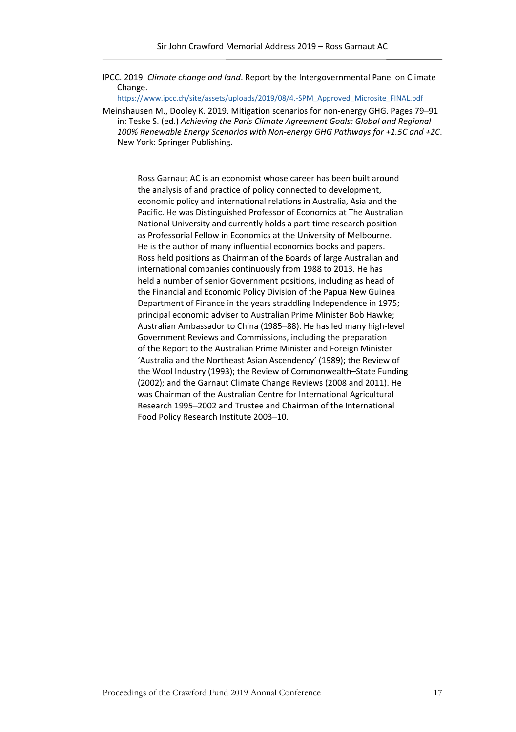IPCC. 2019. *Climate change and land*. Report by the Intergovernmental Panel on Climate Change. https://www.ipcc.ch/site/assets/uploads/2019/08/4.-SPM_Approved_Microsite_FINAL.pdf

Meinshausen M., Dooley K. 2019. Mitigation scenarios for non-energy GHG. Pages 79–91 in: Teske S. (ed.) *Achieving the Paris Climate Agreement Goals: Global and Regional 100% Renewable Energy Scenarios with Non-energy GHG Pathways for +1.5C and +2C*. New York: Springer Publishing.

Ross Garnaut AC is an economist whose career has been built around the analysis of and practice of policy connected to development, economic policy and international relations in Australia, Asia and the Pacific. He was Distinguished Professor of Economics at The Australian National University and currently holds a part-time research position as Professorial Fellow in Economics at the University of Melbourne. He is the author of many influential economics books and papers. Ross held positions as Chairman of the Boards of large Australian and international companies continuously from 1988 to 2013. He has held a number of senior Government positions, including as head of the Financial and Economic Policy Division of the Papua New Guinea Department of Finance in the years straddling Independence in 1975; principal economic adviser to Australian Prime Minister Bob Hawke; Australian Ambassador to China (1985–88). He has led many high-level Government Reviews and Commissions, including the preparation of the Report to the Australian Prime Minister and Foreign Minister 'Australia and the Northeast Asian Ascendency' (1989); the Review of the Wool Industry (1993); the Review of Commonwealth–State Funding (2002); and the Garnaut Climate Change Reviews (2008 and 2011). He was Chairman of the Australian Centre for International Agricultural Research 1995–2002 and Trustee and Chairman of the International Food Policy Research Institute 2003–10.